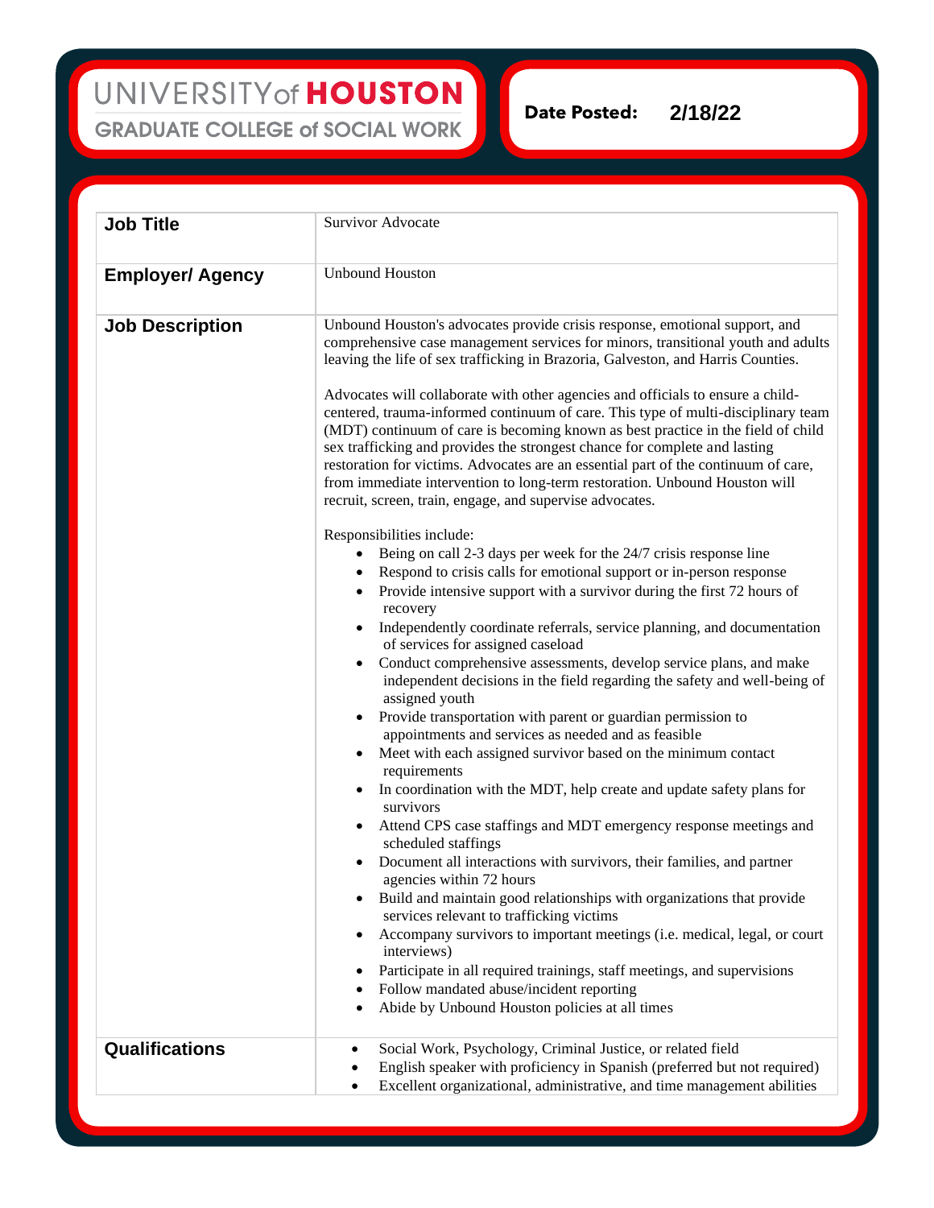UNIVERSITY of **HOUSTON**

GRADUATE COLLEGE of SOCIAL WORK

**Date Posted:** **2/18/22**

| | |
|---|---|
| **Job Title** | Survivor Advocate |
| **Employer/ Agency** | Unbound Houston |
| **Job Description** | Unbound Houston's advocates provide crisis response, emotional support, and comprehensive case management services for minors, transitional youth and adults leaving the life of sex trafficking in Brazoria, Galveston, and Harris Counties.<br><br>Advocates will collaborate with other agencies and officials to ensure a child-centered, trauma-informed continuum of care. This type of multi-disciplinary team (MDT) continuum of care is becoming known as best practice in the field of child sex trafficking and provides the strongest chance for complete and lasting restoration for victims. Advocates are an essential part of the continuum of care, from immediate intervention to long-term restoration. Unbound Houston will recruit, screen, train, engage, and supervise advocates.<br><br>Responsibilities include:<br>• Being on call 2-3 days per week for the 24/7 crisis response line<br>• Respond to crisis calls for emotional support or in-person response<br>• Provide intensive support with a survivor during the first 72 hours of recovery<br>• Independently coordinate referrals, service planning, and documentation of services for assigned caseload<br>• Conduct comprehensive assessments, develop service plans, and make independent decisions in the field regarding the safety and well-being of assigned youth<br>• Provide transportation with parent or guardian permission to appointments and services as needed and as feasible<br>• Meet with each assigned survivor based on the minimum contact requirements<br>• In coordination with the MDT, help create and update safety plans for survivors<br>• Attend CPS case staffings and MDT emergency response meetings and scheduled staffings<br>• Document all interactions with survivors, their families, and partner agencies within 72 hours<br>• Build and maintain good relationships with organizations that provide services relevant to trafficking victims<br>• Accompany survivors to important meetings (i.e. medical, legal, or court interviews)<br>• Participate in all required trainings, staff meetings, and supervisions<br>• Follow mandated abuse/incident reporting<br>• Abide by Unbound Houston policies at all times |
| **Qualifications** | • Social Work, Psychology, Criminal Justice, or related field<br>• English speaker with proficiency in Spanish (preferred but not required)<br>• Excellent organizational, administrative, and time management abilities |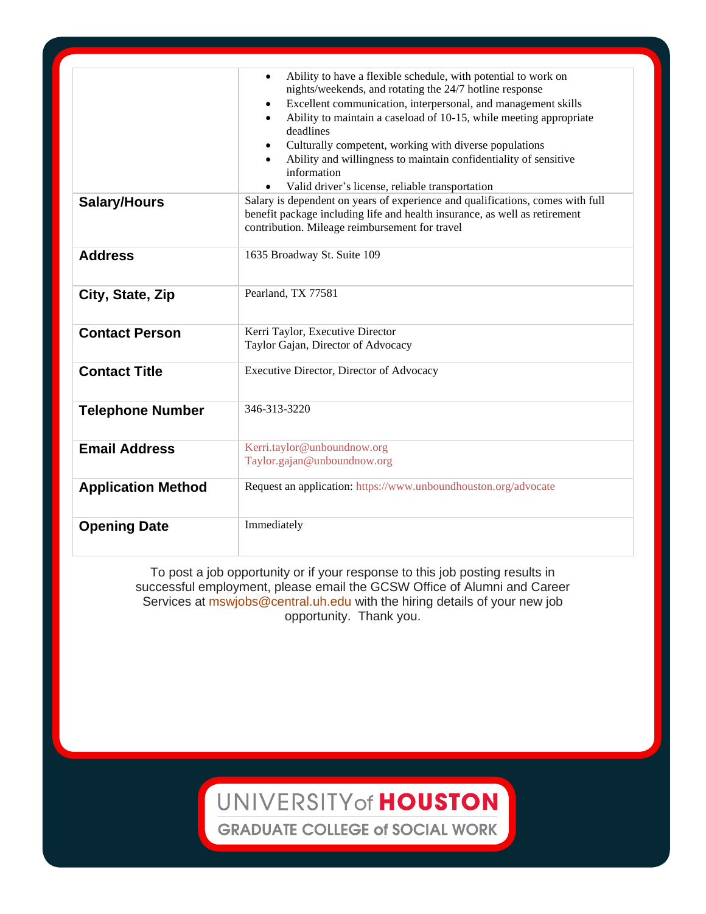| | |
|---|---|
| | • Ability to have a flexible schedule, with potential to work on nights/weekends, and rotating the 24/7 hotline response<br>• Excellent communication, interpersonal, and management skills<br>• Ability to maintain a caseload of 10-15, while meeting appropriate deadlines<br>• Culturally competent, working with diverse populations<br>• Ability and willingness to maintain confidentiality of sensitive information<br>• Valid driver's license, reliable transportation |
| **Salary/Hours** | Salary is dependent on years of experience and qualifications, comes with full benefit package including life and health insurance, as well as retirement contribution. Mileage reimbursement for travel |
| **Address** | 1635 Broadway St. Suite 109 |
| **City, State, Zip** | Pearland, TX 77581 |
| **Contact Person** | Kerri Taylor, Executive Director<br>Taylor Gajan, Director of Advocacy |
| **Contact Title** | Executive Director, Director of Advocacy |
| **Telephone Number** | 346-313-3220 |
| **Email Address** | Kerri.taylor@unboundnow.org<br>Taylor.gajan@unboundnow.org |
| **Application Method** | Request an application: https://www.unboundhouston.org/advocate |
| **Opening Date** | Immediately |

To post a job opportunity or if your response to this job posting results in successful employment, please email the GCSW Office of Alumni and Career Services at mswjobs@central.uh.edu with the hiring details of your new job opportunity. Thank you.

UNIVERSITY of HOUSTON

GRADUATE COLLEGE of SOCIAL WORK